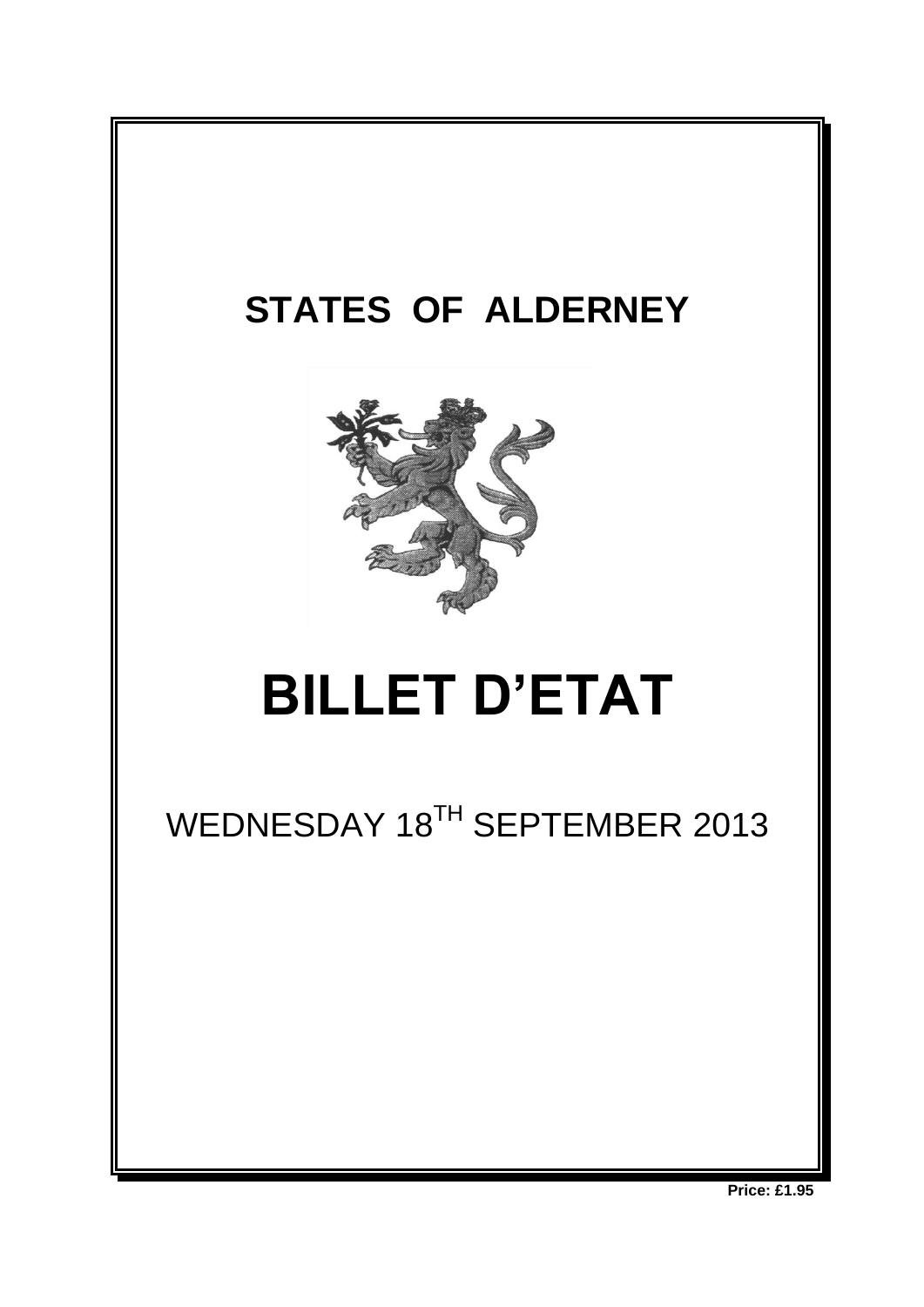# STATES OF ALDERNEY

# BILLET D'ETAT

WEDNESDAY 18TH SEPTEMBER 2013

**Price: £1.95**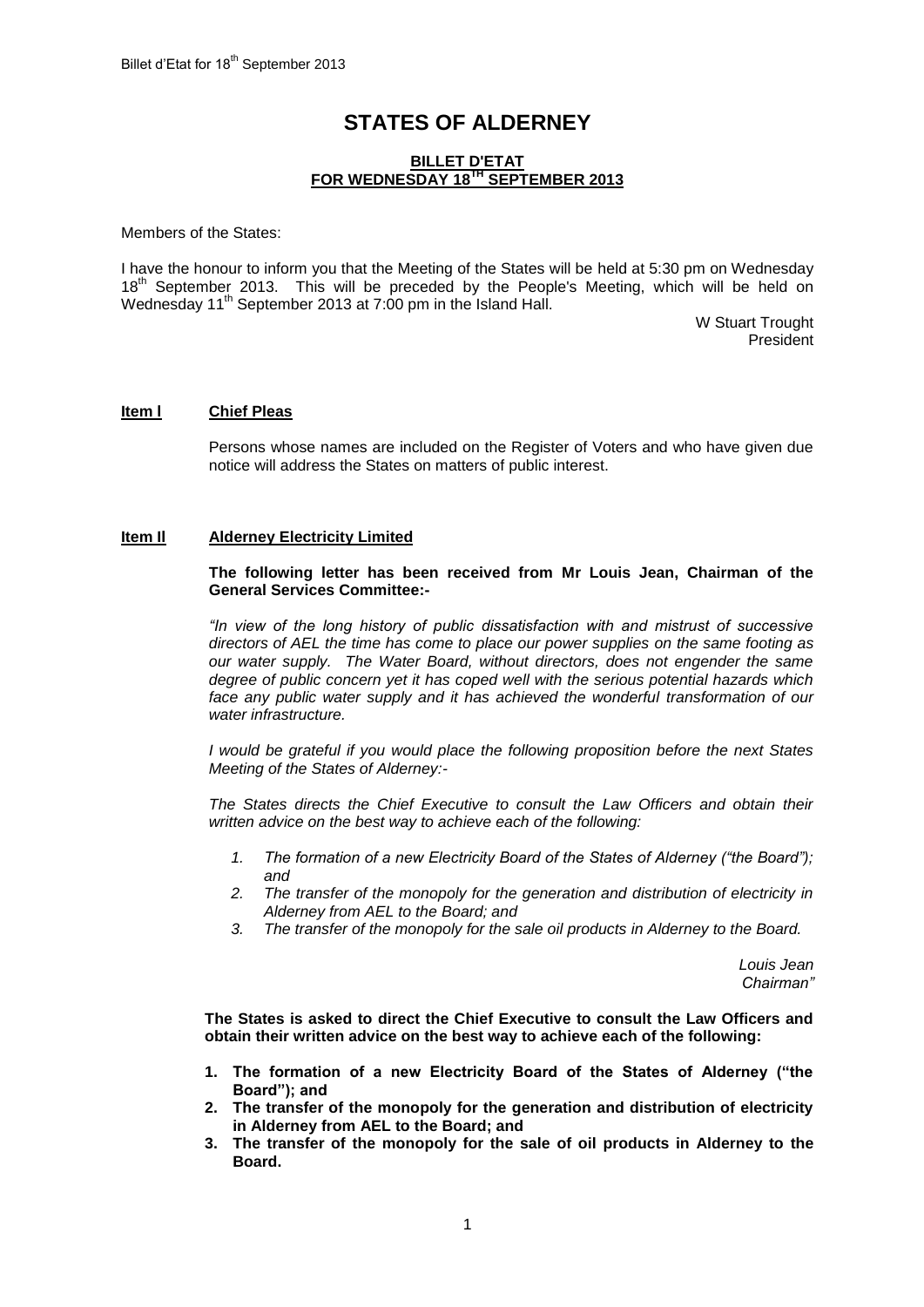# STATES OF ALDERNEY

## BILLET D'ETAT FOR WEDNESDAY 18TH SEPTEMBER 2013

Members of the States:

I have the honour to inform you that the Meeting of the States will be held at 5:30 pm on Wednesday 18th September 2013. This will be preceded by the People's Meeting, which will be held on Wednesday 11th September 2013 at 7:00 pm in the Island Hall.

W Stuart Trought
President

### Item I Chief Pleas

Persons whose names are included on the Register of Voters and who have given due notice will address the States on matters of public interest.

### Item II Alderney Electricity Limited

**The following letter has been received from Mr Louis Jean, Chairman of the General Services Committee:-**

*"In view of the long history of public dissatisfaction with and mistrust of successive directors of AEL the time has come to place our power supplies on the same footing as our water supply. The Water Board, without directors, does not engender the same degree of public concern yet it has coped well with the serious potential hazards which face any public water supply and it has achieved the wonderful transformation of our water infrastructure.*

*I would be grateful if you would place the following proposition before the next States Meeting of the States of Alderney:-*

*The States directs the Chief Executive to consult the Law Officers and obtain their written advice on the best way to achieve each of the following:*

1. *The formation of a new Electricity Board of the States of Alderney ("the Board"); and*
2. *The transfer of the monopoly for the generation and distribution of electricity in Alderney from AEL to the Board; and*
3. *The transfer of the monopoly for the sale oil products in Alderney to the Board.*

*Louis Jean*
*Chairman"*

**The States is asked to direct the Chief Executive to consult the Law Officers and obtain their written advice on the best way to achieve each of the following:**

1. **The formation of a new Electricity Board of the States of Alderney ("the Board"); and**
2. **The transfer of the monopoly for the generation and distribution of electricity in Alderney from AEL to the Board; and**
3. **The transfer of the monopoly for the sale of oil products in Alderney to the Board.**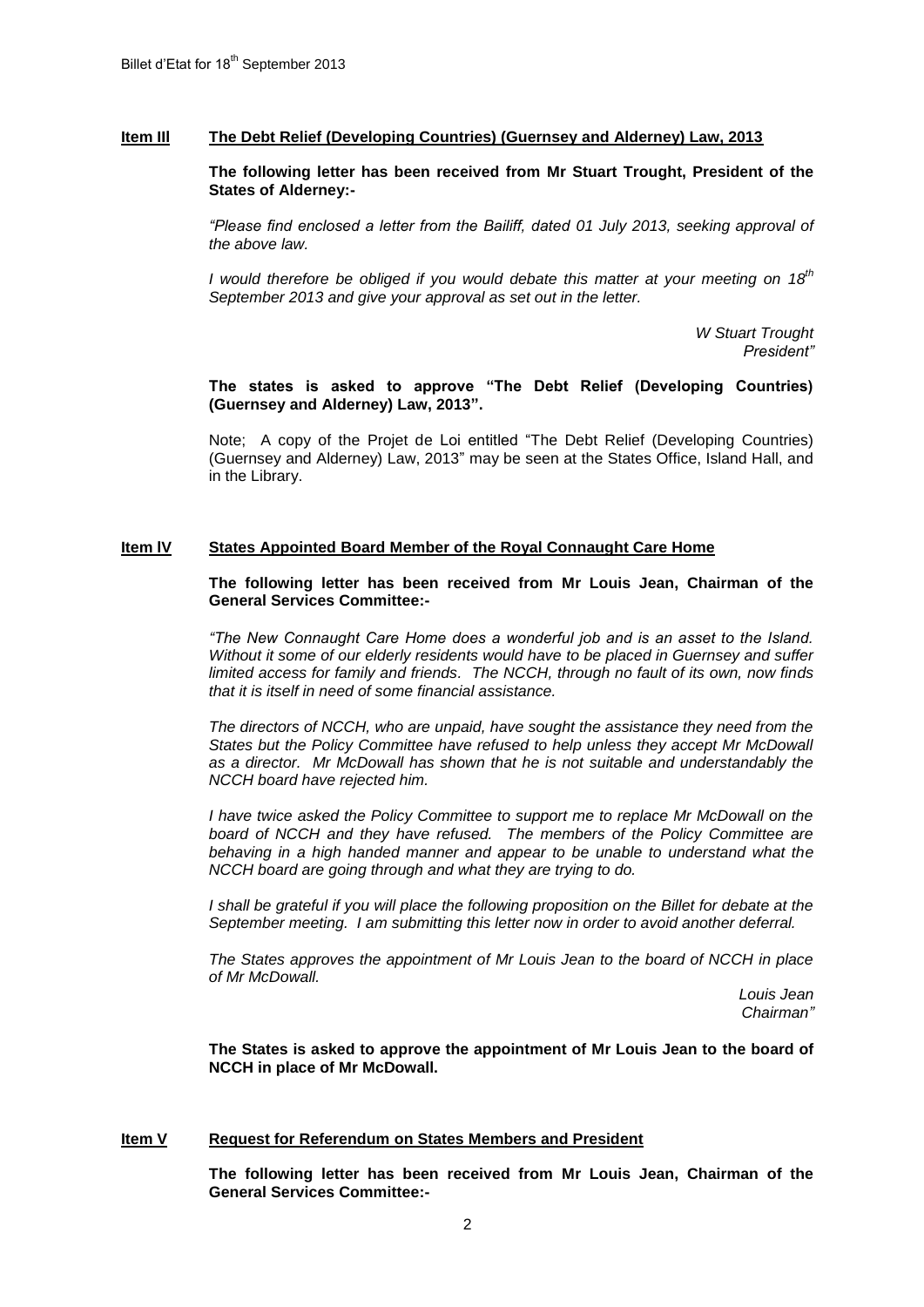**Item III The Debt Relief (Developing Countries) (Guernsey and Alderney) Law, 2013**

**The following letter has been received from Mr Stuart Trought, President of the States of Alderney:-**

*"Please find enclosed a letter from the Bailiff, dated 01 July 2013, seeking approval of the above law.*

*I would therefore be obliged if you would debate this matter at your meeting on 18th September 2013 and give your approval as set out in the letter.*

*W Stuart Trought*
*President"*

**The states is asked to approve "The Debt Relief (Developing Countries) (Guernsey and Alderney) Law, 2013".**

Note; A copy of the Projet de Loi entitled "The Debt Relief (Developing Countries) (Guernsey and Alderney) Law, 2013" may be seen at the States Office, Island Hall, and in the Library.

**Item IV States Appointed Board Member of the Royal Connaught Care Home**

**The following letter has been received from Mr Louis Jean, Chairman of the General Services Committee:-**

*"The New Connaught Care Home does a wonderful job and is an asset to the Island. Without it some of our elderly residents would have to be placed in Guernsey and suffer limited access for family and friends. The NCCH, through no fault of its own, now finds that it is itself in need of some financial assistance.*

*The directors of NCCH, who are unpaid, have sought the assistance they need from the States but the Policy Committee have refused to help unless they accept Mr McDowall as a director. Mr McDowall has shown that he is not suitable and understandably the NCCH board have rejected him.*

*I have twice asked the Policy Committee to support me to replace Mr McDowall on the board of NCCH and they have refused. The members of the Policy Committee are behaving in a high handed manner and appear to be unable to understand what the NCCH board are going through and what they are trying to do.*

*I shall be grateful if you will place the following proposition on the Billet for debate at the September meeting. I am submitting this letter now in order to avoid another deferral.*

*The States approves the appointment of Mr Louis Jean to the board of NCCH in place of Mr McDowall.*

*Louis Jean*
*Chairman"*

**The States is asked to approve the appointment of Mr Louis Jean to the board of NCCH in place of Mr McDowall.**

**Item V Request for Referendum on States Members and President**

**The following letter has been received from Mr Louis Jean, Chairman of the General Services Committee:-**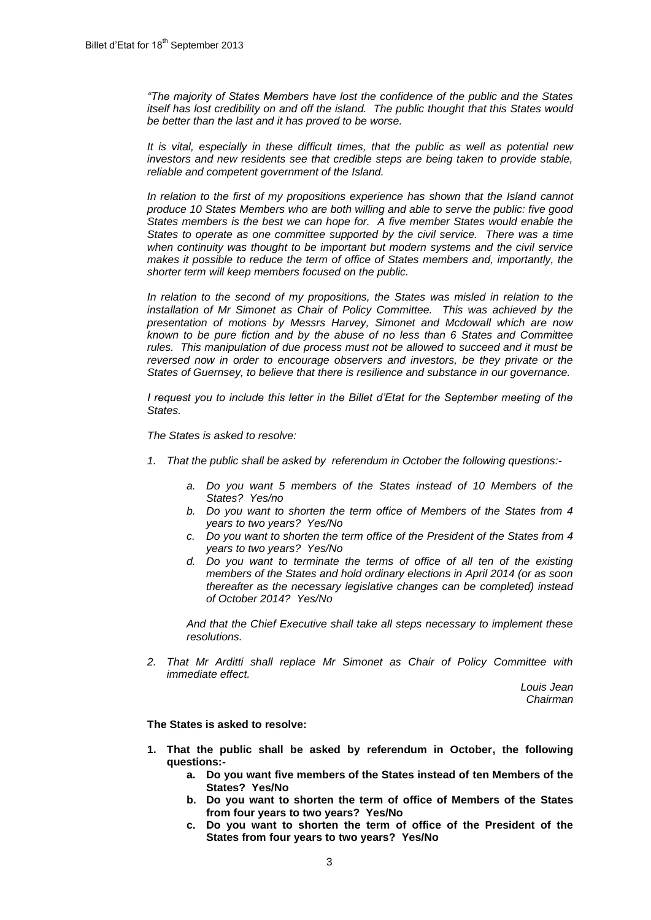*"The majority of States Members have lost the confidence of the public and the States itself has lost credibility on and off the island. The public thought that this States would be better than the last and it has proved to be worse.*

*It is vital, especially in these difficult times, that the public as well as potential new investors and new residents see that credible steps are being taken to provide stable, reliable and competent government of the Island.*

*In relation to the first of my propositions experience has shown that the Island cannot produce 10 States Members who are both willing and able to serve the public: five good States members is the best we can hope for. A five member States would enable the States to operate as one committee supported by the civil service. There was a time when continuity was thought to be important but modern systems and the civil service makes it possible to reduce the term of office of States members and, importantly, the shorter term will keep members focused on the public.*

*In relation to the second of my propositions, the States was misled in relation to the installation of Mr Simonet as Chair of Policy Committee. This was achieved by the presentation of motions by Messrs Harvey, Simonet and Mcdowall which are now known to be pure fiction and by the abuse of no less than 6 States and Committee rules. This manipulation of due process must not be allowed to succeed and it must be reversed now in order to encourage observers and investors, be they private or the States of Guernsey, to believe that there is resilience and substance in our governance.*

*I request you to include this letter in the Billet d'Etat for the September meeting of the States.*

*The States is asked to resolve:*

1. *That the public shall be asked by referendum in October the following questions:-*
   - a. *Do you want 5 members of the States instead of 10 Members of the States? Yes/no*
   - b. *Do you want to shorten the term office of Members of the States from 4 years to two years? Yes/No*
   - c. *Do you want to shorten the term office of the President of the States from 4 years to two years? Yes/No*
   - d. *Do you want to terminate the terms of office of all ten of the existing members of the States and hold ordinary elections in April 2014 (or as soon thereafter as the necessary legislative changes can be completed) instead of October 2014? Yes/No*

   *And that the Chief Executive shall take all steps necessary to implement these resolutions.*

2. *That Mr Arditti shall replace Mr Simonet as Chair of Policy Committee with immediate effect.*

*Louis Jean*
*Chairman*

**The States is asked to resolve:**

1. **That the public shall be asked by referendum in October, the following questions:-**
   - a. **Do you want five members of the States instead of ten Members of the States? Yes/No**
   - b. **Do you want to shorten the term of office of Members of the States from four years to two years? Yes/No**
   - c. **Do you want to shorten the term of office of the President of the States from four years to two years? Yes/No**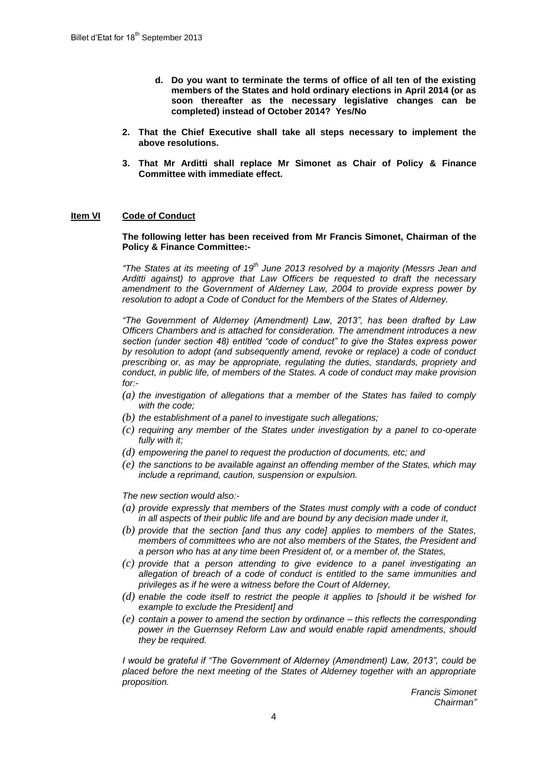**d. Do you want to terminate the terms of office of all ten of the existing members of the States and hold ordinary elections in April 2014 (or as soon thereafter as the necessary legislative changes can be completed) instead of October 2014? Yes/No**

**2. That the Chief Executive shall take all steps necessary to implement the above resolutions.**

**3. That Mr Arditti shall replace Mr Simonet as Chair of Policy & Finance Committee with immediate effect.**

## Item VI Code of Conduct

**The following letter has been received from Mr Francis Simonet, Chairman of the Policy & Finance Committee:-**

*"The States at its meeting of 19th June 2013 resolved by a majority (Messrs Jean and Arditti against) to approve that Law Officers be requested to draft the necessary amendment to the Government of Alderney Law, 2004 to provide express power by resolution to adopt a Code of Conduct for the Members of the States of Alderney.*

*"The Government of Alderney (Amendment) Law, 2013", has been drafted by Law Officers Chambers and is attached for consideration. The amendment introduces a new section (under section 48) entitled "code of conduct" to give the States express power by resolution to adopt (and subsequently amend, revoke or replace) a code of conduct prescribing or, as may be appropriate, regulating the duties, standards, propriety and conduct, in public life, of members of the States. A code of conduct may make provision for:-*

*(a) the investigation of allegations that a member of the States has failed to comply with the code;*

*(b) the establishment of a panel to investigate such allegations;*

*(c) requiring any member of the States under investigation by a panel to co-operate fully with it;*

*(d) empowering the panel to request the production of documents, etc; and*

*(e) the sanctions to be available against an offending member of the States, which may include a reprimand, caution, suspension or expulsion.*

*The new section would also:-*

*(a) provide expressly that members of the States must comply with a code of conduct in all aspects of their public life and are bound by any decision made under it,*

*(b) provide that the section [and thus any code] applies to members of the States, members of committees who are not also members of the States, the President and a person who has at any time been President of, or a member of, the States,*

*(c) provide that a person attending to give evidence to a panel investigating an allegation of breach of a code of conduct is entitled to the same immunities and privileges as if he were a witness before the Court of Alderney,*

*(d) enable the code itself to restrict the people it applies to [should it be wished for example to exclude the President] and*

*(e) contain a power to amend the section by ordinance – this reflects the corresponding power in the Guernsey Reform Law and would enable rapid amendments, should they be required.*

*I would be grateful if "The Government of Alderney (Amendment) Law, 2013", could be placed before the next meeting of the States of Alderney together with an appropriate proposition.*

*Francis Simonet*
*Chairman"*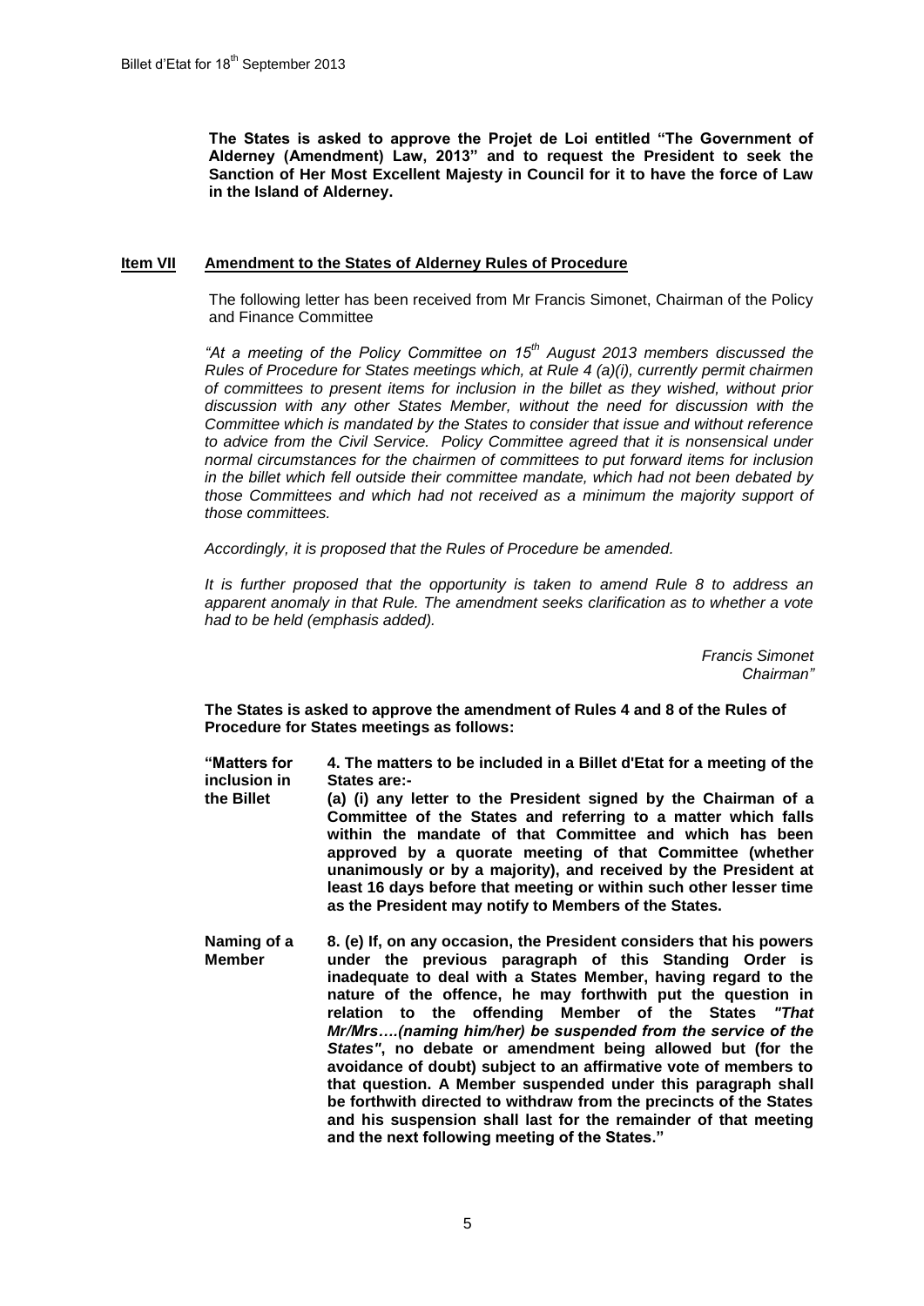**The States is asked to approve the Projet de Loi entitled "The Government of Alderney (Amendment) Law, 2013" and to request the President to seek the Sanction of Her Most Excellent Majesty in Council for it to have the force of Law in the Island of Alderney.**

## Item VII Amendment to the States of Alderney Rules of Procedure

The following letter has been received from Mr Francis Simonet, Chairman of the Policy and Finance Committee

*"At a meeting of the Policy Committee on 15th August 2013 members discussed the Rules of Procedure for States meetings which, at Rule 4 (a)(i), currently permit chairmen of committees to present items for inclusion in the billet as they wished, without prior discussion with any other States Member, without the need for discussion with the Committee which is mandated by the States to consider that issue and without reference to advice from the Civil Service. Policy Committee agreed that it is nonsensical under normal circumstances for the chairmen of committees to put forward items for inclusion in the billet which fell outside their committee mandate, which had not been debated by those Committees and which had not received as a minimum the majority support of those committees.*

*Accordingly, it is proposed that the Rules of Procedure be amended.*

*It is further proposed that the opportunity is taken to amend Rule 8 to address an apparent anomaly in that Rule. The amendment seeks clarification as to whether a vote had to be held (emphasis added).*

*Francis Simonet*
*Chairman"*

**The States is asked to approve the amendment of Rules 4 and 8 of the Rules of Procedure for States meetings as follows:**

**"Matters for inclusion in the Billet**

**4. The matters to be included in a Billet d'Etat for a meeting of the States are:-**

**(a) (i) any letter to the President signed by the Chairman of a Committee of the States and referring to a matter which falls within the mandate of that Committee and which has been approved by a quorate meeting of that Committee (whether unanimously or by a majority), and received by the President at least 16 days before that meeting or within such other lesser time as the President may notify to Members of the States.**

**Naming of a Member**

**8. (e) If, on any occasion, the President considers that his powers under the previous paragraph of this Standing Order is inadequate to deal with a States Member, having regard to the nature of the offence, he may forthwith put the question in relation to the offending Member of the States *"That Mr/Mrs….(naming him/her) be suspended from the service of the States"*, no debate or amendment being allowed but (for the avoidance of doubt) subject to an affirmative vote of members to that question. A Member suspended under this paragraph shall be forthwith directed to withdraw from the precincts of the States and his suspension shall last for the remainder of that meeting and the next following meeting of the States."**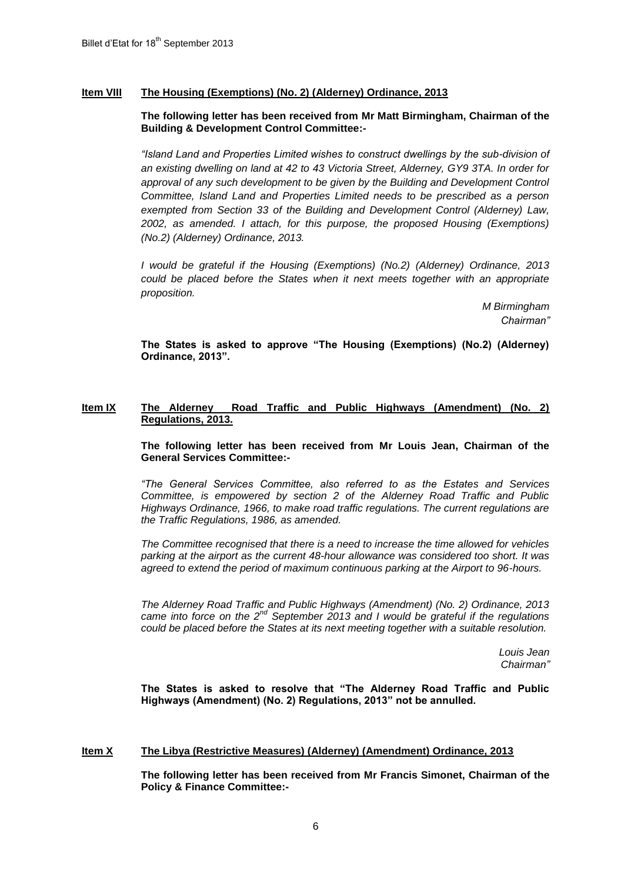## Item VIII The Housing (Exemptions) (No. 2) (Alderney) Ordinance, 2013

**The following letter has been received from Mr Matt Birmingham, Chairman of the Building & Development Control Committee:-**

*"Island Land and Properties Limited wishes to construct dwellings by the sub-division of an existing dwelling on land at 42 to 43 Victoria Street, Alderney, GY9 3TA. In order for approval of any such development to be given by the Building and Development Control Committee, Island Land and Properties Limited needs to be prescribed as a person exempted from Section 33 of the Building and Development Control (Alderney) Law, 2002, as amended. I attach, for this purpose, the proposed Housing (Exemptions) (No.2) (Alderney) Ordinance, 2013.*

*I would be grateful if the Housing (Exemptions) (No.2) (Alderney) Ordinance, 2013 could be placed before the States when it next meets together with an appropriate proposition.*

*M Birmingham*
*Chairman"*

**The States is asked to approve "The Housing (Exemptions) (No.2) (Alderney) Ordinance, 2013".**

## Item IX The Alderney Road Traffic and Public Highways (Amendment) (No. 2) Regulations, 2013.

**The following letter has been received from Mr Louis Jean, Chairman of the General Services Committee:-**

*"The General Services Committee, also referred to as the Estates and Services Committee, is empowered by section 2 of the Alderney Road Traffic and Public Highways Ordinance, 1966, to make road traffic regulations. The current regulations are the Traffic Regulations, 1986, as amended.*

*The Committee recognised that there is a need to increase the time allowed for vehicles parking at the airport as the current 48-hour allowance was considered too short. It was agreed to extend the period of maximum continuous parking at the Airport to 96-hours.*

*The Alderney Road Traffic and Public Highways (Amendment) (No. 2) Ordinance, 2013 came into force on the 2nd September 2013 and I would be grateful if the regulations could be placed before the States at its next meeting together with a suitable resolution.*

*Louis Jean*
*Chairman"*

**The States is asked to resolve that "The Alderney Road Traffic and Public Highways (Amendment) (No. 2) Regulations, 2013" not be annulled.**

## Item X The Libya (Restrictive Measures) (Alderney) (Amendment) Ordinance, 2013

**The following letter has been received from Mr Francis Simonet, Chairman of the Policy & Finance Committee:-**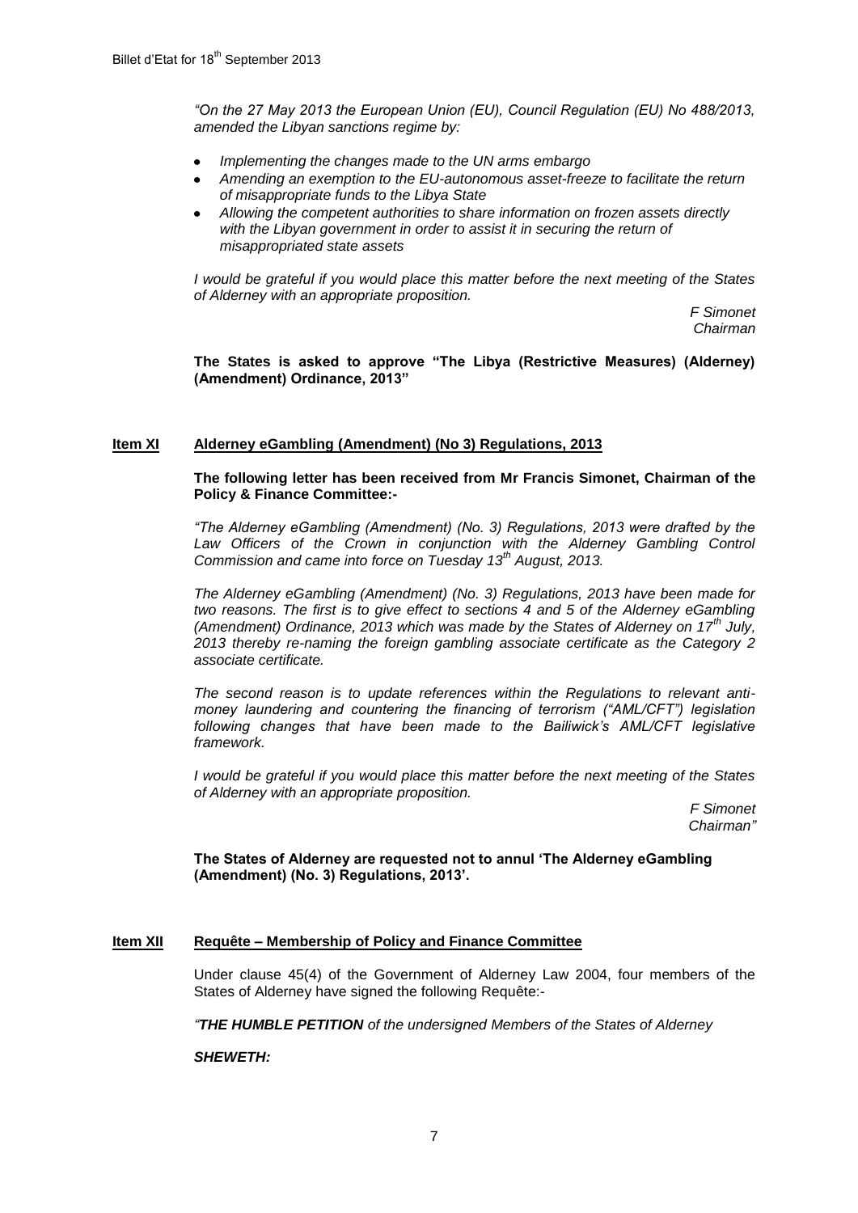*"On the 27 May 2013 the European Union (EU), Council Regulation (EU) No 488/2013, amended the Libyan sanctions regime by:*

- *Implementing the changes made to the UN arms embargo*
- *Amending an exemption to the EU-autonomous asset-freeze to facilitate the return of misappropriate funds to the Libya State*
- *Allowing the competent authorities to share information on frozen assets directly with the Libyan government in order to assist it in securing the return of misappropriated state assets*

*I would be grateful if you would place this matter before the next meeting of the States of Alderney with an appropriate proposition.*

*F Simonet*
*Chairman*

**The States is asked to approve "The Libya (Restrictive Measures) (Alderney) (Amendment) Ordinance, 2013"**

## Item XI Alderney eGambling (Amendment) (No 3) Regulations, 2013

**The following letter has been received from Mr Francis Simonet, Chairman of the Policy & Finance Committee:-**

*"The Alderney eGambling (Amendment) (No. 3) Regulations, 2013 were drafted by the Law Officers of the Crown in conjunction with the Alderney Gambling Control Commission and came into force on Tuesday 13th August, 2013.*

*The Alderney eGambling (Amendment) (No. 3) Regulations, 2013 have been made for two reasons. The first is to give effect to sections 4 and 5 of the Alderney eGambling (Amendment) Ordinance, 2013 which was made by the States of Alderney on 17th July, 2013 thereby re-naming the foreign gambling associate certificate as the Category 2 associate certificate.*

*The second reason is to update references within the Regulations to relevant anti-money laundering and countering the financing of terrorism ("AML/CFT") legislation following changes that have been made to the Bailiwick's AML/CFT legislative framework.*

*I would be grateful if you would place this matter before the next meeting of the States of Alderney with an appropriate proposition.*

*F Simonet*
*Chairman"*

**The States of Alderney are requested not to annul 'The Alderney eGambling (Amendment) (No. 3) Regulations, 2013'.**

## Item XII Requête – Membership of Policy and Finance Committee

Under clause 45(4) of the Government of Alderney Law 2004, four members of the States of Alderney have signed the following Requête:-

*"**THE HUMBLE PETITION** of the undersigned Members of the States of Alderney*

***SHEWETH:***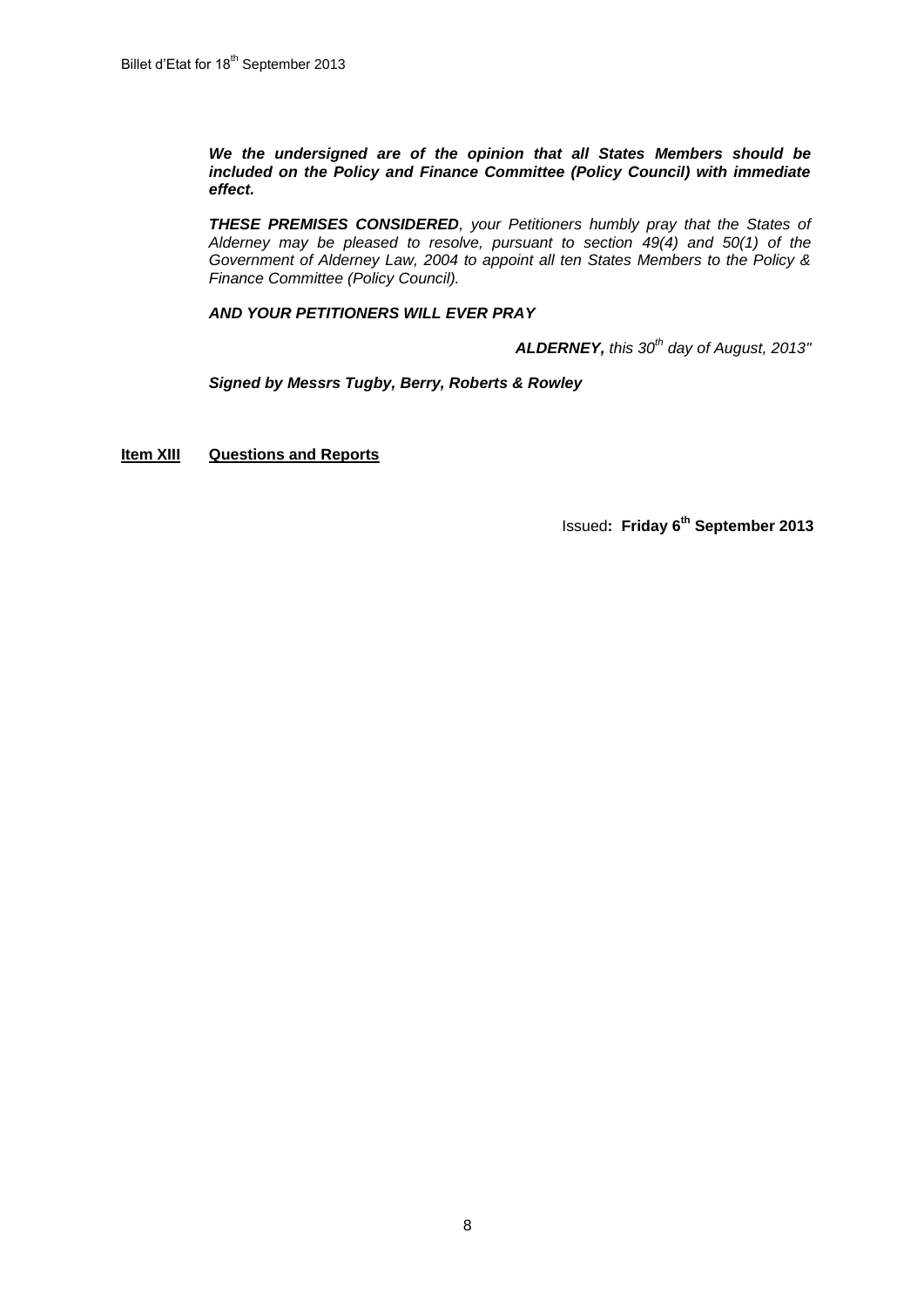***We the undersigned are of the opinion that all States Members should be included on the Policy and Finance Committee (Policy Council) with immediate effect.***

***THESE PREMISES CONSIDERED**, your Petitioners humbly pray that the States of Alderney may be pleased to resolve, pursuant to section 49(4) and 50(1) of the Government of Alderney Law, 2004 to appoint all ten States Members to the Policy & Finance Committee (Policy Council).*

***AND YOUR PETITIONERS WILL EVER PRAY***

***ALDERNEY**, this 30th day of August, 2013"*

***Signed by Messrs Tugby, Berry, Roberts & Rowley***

**Item XIII Questions and Reports**

Issued**: Friday 6th September 2013**